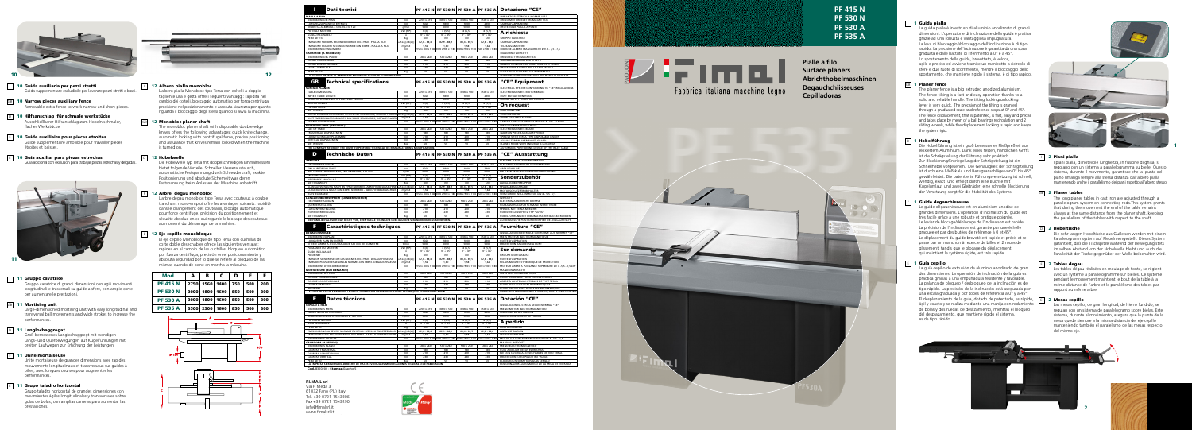# PF 415 N
# PF 530 N
# PF 530 A
# PF 535 A

**Pialle a filo**
**Surface planers**
**Abrichthobelmaschinen**
**Degauchisseuses**
**Cepilladoras**

**Fimal** — Fabbrica italiana macchine legno

## 1 Guida pialla

La guida pialla è in estruso di alluminio anodizzato di grandi dimensioni. L'operazione di inclinazione della guida è pratica grazie ad una robusta e vantaggiosa impugnatura. La leva di bloccaggio/sbloccaggio dell'inclinazione è di tipo rapido. La precisione dell'inclinazione è garantita da una scala graduata e dalle battute di riferimento a 0° e a 45°. Lo spostamento della guida, brevettato, è veloce, agile e preciso ed avviene tramite un manicotto a ricircolo di sfere e due ruote di scorrimento, mentre il bloccaggio dello spostamento, che mantiene rigido il sistema, è di tipo rapido.

## 1 Planer fence

The planer fence is a big extruded anodized aluminium. The fence tilting is a fast and easy operation thanks to a solid and reliable handle. The tilting locking/unlocking lever is very quick. The precision of the tilting is granted through a graduated scale and reference stops at 0° and 45°. The fence displacement, that is patented, is fast, easy and precise and takes place by mean of a ball bearings recirculation and 2 sliding wheels, while the displacement locking is rapid and keeps the system rigid.

## 1 Hobelführung

Die Hobelführung ist ein groß bemessenes Fließprofil aus eloxiertem Aluminium. Dank eines festen, handlichen Griffs ist die Schrägstellung der Führung sehr praktisch. Zur Blockierung/Entriegelung der Schrägstellung ist ein Schnellhebel vorgesehen. Die Genauigkeit der Schrägstellung ist durch eine Meßskala und Bezugsanschläge von 0° bis 45° gewährleistet. Die patentierte Führungsverstellung ist schnell, wendig, exakt und erfolgt durch eine Buchse mit Kugelumlauf und zwei Gleitrollen; eine schnelle Blockierung der Verstellung sorgt für die Stabilität des Systems.

## 1 Guide dégauchisseuse

Le guide dégauchisseuse est en aluminium anodisé de grandes dimensions. L'opération d'inclinaison du guide est très facile grâce à une robuste et pratique poignée. Le levier de blocage/déblocage de l'inclinaison est rapide. La précision de l'inclinaison est garantie par une échelle graduée et par des butées de référence à 0 et 45°. Le déplacement du guide breveté est rapide et précis et se passe par un manchon à recercle de billes et 2 roues de glissement, tandis que le blocage du déplacement, qui maintient le système rigide, est très rapide.

## 1 Guía cepillo

La guía cepillo de extrusión de aluminio anodizado de gran des dimensiones. La operación de inclinación de la guía es práctica gracias a una empuñadura resistente y favorable. La palanca de bloqueo / desbloqueo de la inclinación es de tipo rápido. La precisión de la inclinación está asegurada por una escala graduada y por topes de referencia a 0°y a 45°. El desplazamiento de la guía, dotado de patentado, es rápido, ágil y exacto y se realiza mediante una manija con rodamiento de bolas y dos ruedas de deslizamiento, mientras el bloqueo del desplazamiento, que mantiene rígido el sistema, es de tipo rápido.

## 2 Piani pialla

I piani pialla, di notevole lunghezza, in fusione di ghisa, si regolano con un sistema a parallelogramma su bielle. Questo sistema, durante il movimento, garantisce che la punta del piano rimanga sempre alla stessa distanza dall'albero, mantenendo anche il parallelismo dei piani rispetto all'albero stesso.

## 2 Planer tables

The long planer tables in cast iron are adjusted through a parallelogram system on connecting rods.This system grants that during the movement the end of the table remains always at the same distance from the planer shaft, keeping the parallelism of the tables with respect to the shaft.

## 2 Hobeltische

Die sehr langen Hobeltische aus Gußeisen werden mit einem Parallelogrammsystem auf Pleueln eingestellt. Dieses System garantiert, daß die Tischspitze während der Bewegung stets im selben Abstand von der Hobelwelle bleibt und auch die Parallelität der Tische gegenüber der Welle beibehalten wird.

## 2 Tables degau

Les tables dégau réalisées en moulage de fonte, se règlent avec un système à parallélogramme sur bielles. Ce système pendant le mouvement maintient le bout de la table à la même distance de l'arbre et le parallélisme des tables par rapport au même arbre.

## 2 Mesas cepillo

Las mesas cepillo, de gran longitud, de hierro fundido, se regulan con un sistema de paralelogramo sobre bielas. Este sistema, durante el movimiento, asegura que la punta de la mesa quede siempre a la misma distancia del eje cepillo manteniendo también el paralelismo de las mesas respecto del mismo eje.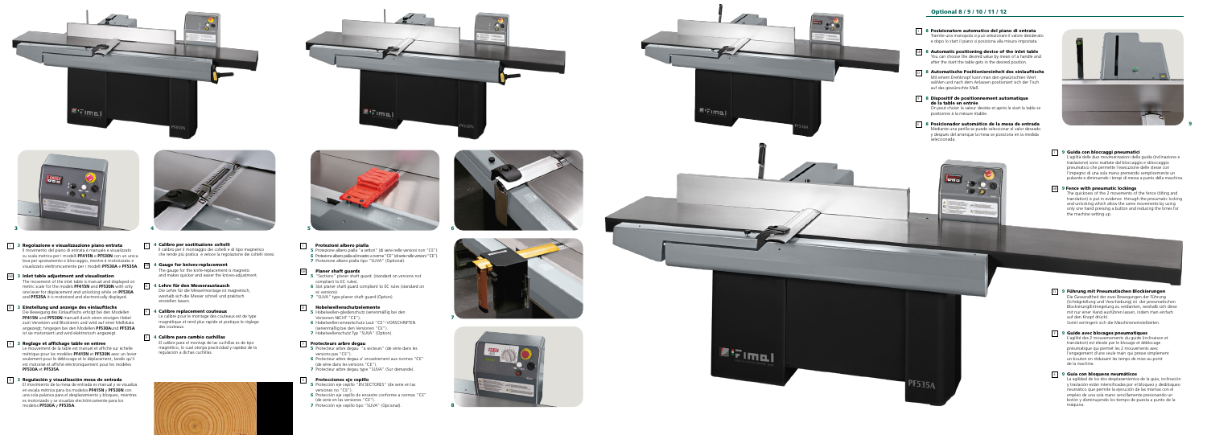## 3 Regolazione e visualizzazione piano entrata

Il movimento del piano di entrata è manuale e visualizzato su scala metrica per i modelli **PF41SN** e **PF53ON** con un unica leva per spostamento e bloccaggio, mentre è motorizzato e visualizzato elettronicamente per i modelli **PF53OA** e **PF535A**.

## 3 Inlet table adjustment and visualization

The movement of the inlet table is manual and displayed on metric scale for the models **PF41SN** and **PF53ON** with only one lever for displacement and unlocking while on **PF53OA** and **PF535A** it is motorized and electronically displayed.

## 3 Einstellung und anzeige des einlauftischs

Die Bewegung des Einlauftischs erfolgt bei den Modellen **PF41SN** und **PF53ON** manuell durch einen einzigen Hebel zum Versetzen und Blockieren und wird auf einer Meßskala angezeigt; hingegen bei den Modellen **PF53OA** und **PF535A** ist sie motorisiert und wird elektronisch angezeigt.

## 3 Reglage et affichage table en entree

Le mouvement de la table est manuel et affiché sur échelle métrique pour les modèles **PF41SN** et **PF53ON** avec un levier seulement pour le déblocage et le déplacement, tandis qu'il est motorisé et affiché électroniquement pour les modèles **PF53OA** et **PF535A**.

## 3 Regulación y visualización mesa de entrada

El movimiento de la mesa de entrada es manual y se visualiza en escala métrica para los modelos **PF41SN** y **PF53ON** con una sola palanca para el desplazamiento y bloqueo, mientras es motorizado y se visualiza electrónicamente para los modelos **PF53OA** y **PF535A**.

## 4 Calibro per sostituzione coltelli

Il calibro per il montaggio dei coltelli è di tipo magnetico che rende più pratica e veloce la regolazione dei coltelli stessi.

## 4 Gauge for knives-replacement

The gauge for the knife-replacement is magnetic and makes quicker and easier the knives-adjustment.

## 4 Lehre für den Messeraustauch

Die Lehre für den Messermontage ist magnetisch, weshalb sich die Messer schnell und praktisch einstellen lassen.

## 4 Calibre replacement couteaux

Le calibre pour le montage des couteaux est de type magnétique et rend plus rapide et pratique le réglage des couteaux.

## 4 Calibre para cambio cuchillas

El calibre para el montaje de las cuchillas es de tipo magnético, lo cual otorga practicidad y rapidez de la regulación a dichas cuchillas.

## Protezioni albero pialla

5 Protezione albero pialla "a settori" (di serie nelle versioni non "CE").
6 Protezione albero pialla ad incastro a norme "CE" (di serie nelle versioni "CE").
7 Protezione albero pialla tipo "SUVA" (Optional).

## Planer shaft guards

5 "Sections" planer shaft guard (standard on versions not compliant to EC rules).
6 Slot planer shaft guard compliant to EC rules (standard on EC versions).
7 "SUVA" type planer shaft guard (Option).

## Hobelwellenschutzelemente

5 Hobelwellen-gliederschutz (serienmäßig bei den Versionen NICHT "CE").
6 Hobelwellen-einsteckschutz laut "CE"-VORSCHRIFTEN (serienmäßig bei den Versionen "CE").
7 Hobelwellenschutz Typ "SUVA" (Option).

## Protecteurs arbre degau

5 Protecteur arbre degau "à secteurs" (de série dans les versions pas "CE").
6 Protecteur arbre degau à' encastrement aux normes "CE" (de série dans les versions "CE").
7 Protecteur arbre degau type "SUVA" (Sur demande).

## Protecciones eje cepillo

5 Protección eje cepillo "EN SECTORES" (de serie en las versiones no "CE").
6 Protección eje cepillo de encastre conforme a normas "CE" (de serie en las versiones "CE").
7 Protección eje cepillo tipo "SUVA" (Opcional).

# Optional 8 / 9 / 10 / 11 / 12

## 8 Posizionatore automatico del piano di entrata

Tramite una manopola si può selezionare il valore desiderato e dopo lo start il piano si posiziona alla misura impostata.

## 8 Automatic positioning device of the inlet table

You can choose the desired value by mean of a handle and after the start the table gets in the desired position.

## 8 Automatische Positioniereinheit des einlauftischs

Mit einem Drehknopf kann man den gewünschten Wert wählen und nach dem Anlassen positioniert sich der Tisch auf das gewünschte Maß.

## 8 Dispositif de positionnement automatique de la table en entrée

On peut choisir la valeur desirée et après le start la table se positionne à la mesure établie.

## 8 Posicionador automático de la mesa de entrada

Mediante una perilla se puede seleccionar el valor deseado y después del arranque la mesa se posiciona en la medida seleccionada.

## 9 Guida con bloccaggi pneumatici

L'agilità delle due movimentazioni della guida (inclinazione e traslazione) sono esaltate dal bloccaggio e sbloccaggio pneumatico che permette l'esecuzione delle stesse con l'impegno di una sola mano premendo semplicemente un pulsante e diminuendo i tempi di messa a punto della macchina.

## 9 Fence with pneumatic lockings

The quickness of the 2 movements of the fence (tilting and translation) is put in evidence through the pneumatic locking and unlocking which allow the same movements by using only one hand pressing a button and reducing the times for the machine setting up.

## 9 Führung mit Pneumatischen Blockierungen

Die Gewandtheit der zwei Bewegungen der Führung (Schrägstellung und Verschiebung) ist der pneumatischen Blockierung/Entriegelung zu verdanken, weshalb sich diese mit nur einer Hand ausführen lassen, indem man einfach auf den Knopf drückt.
Somit verringern sich die Maschineneinstellzeiten.

## 9 Guide avec blocages pneumatiques

L'agilité des 2 mouvements du guide (inclinaison et translation) est élevée par le blocage et déblocage pneumatique qui permet les 2 mouvements avec l'engagement d'une seule main qui presse simplement un bouton en réduisant les temps de mise au point de la machine.

## 9 Guía con bloqueos neumáticos

La agilidad de los dos desplazamientos de la guía, inclinación y traslación están intensificadas por el bloqueo y desbloqueo neumático que permite la ejecución de las mismas con el empleo de una sola mano sencillamente presionando un botón y disminuyendo los tiempo de puesta a punto de la máquina.